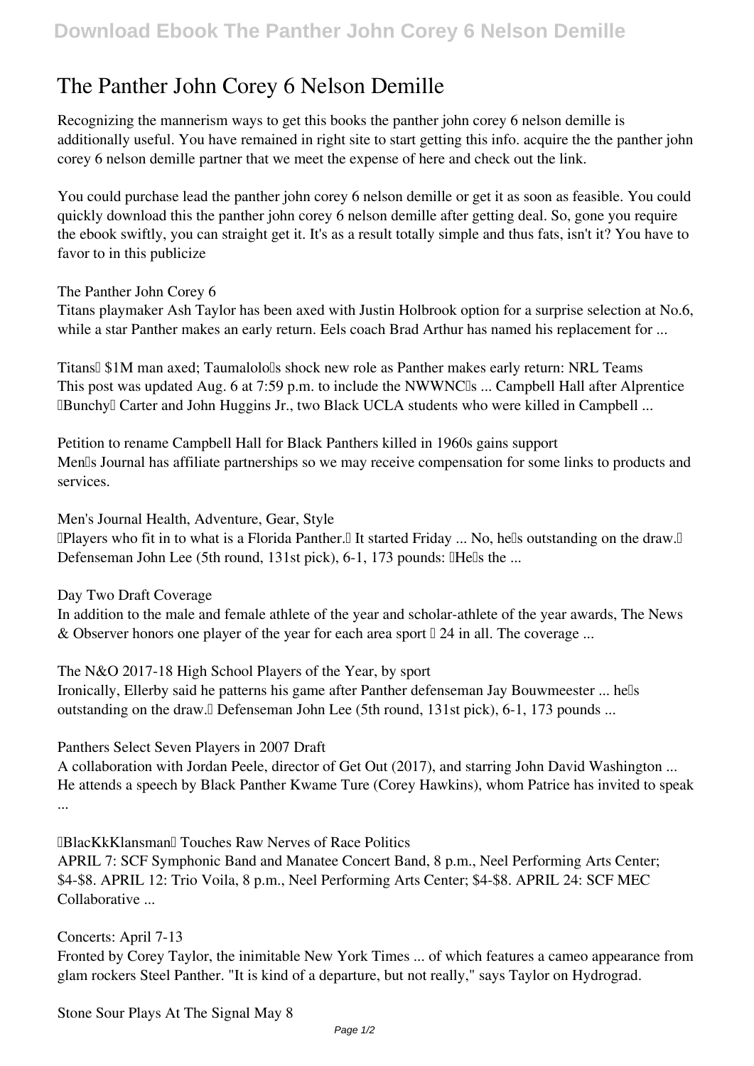# The Panther John Corey 6 Nelson Demille

Recognizing the mannerism ways to get this books the panther john corey 6 nelson demille is additionally useful. You have remained in right site to start getting this info. acquire the the panther john corey 6 nelson demille partner that we meet the expense of here and check out the link.

You could purchase lead the panther john corey 6 nelson demille or get it as soon as feasible. You could quickly download this the panther john corey 6 nelson demille after getting deal. So, gone you require the ebook swiftly, you can straight get it. It's as a result totally simple and thus fats, isn't it? You have to favor to in this publicize

**The Panther John Corey 6**

Titans playmaker Ash Taylor has been axed with Justin Holbrook option for a surprise selection at No.6, while a star Panther makes an early return. Eels coach Brad Arthur has named his replacement for ...

**Titans' $1M man axed; Taumalolo's shock new role as Panther makes early return: NRL Teams**

This post was updated Aug. 6 at 7:59 p.m. to include the NWWNC's ... Campbell Hall after Alprentice "Bunchy" Carter and John Huggins Jr., two Black UCLA students who were killed in Campbell ...

**Petition to rename Campbell Hall for Black Panthers killed in 1960s gains support**

Men's Journal has affiliate partnerships so we may receive compensation for some links to products and services.

**Men's Journal Health, Adventure, Gear, Style**

"Players who fit in to what is a Florida Panther." It started Friday ... No, he's outstanding on the draw." Defenseman John Lee (5th round, 131st pick), 6-1, 173 pounds: "He's the ...

**Day Two Draft Coverage**

In addition to the male and female athlete of the year and scholar-athlete of the year awards, The News & Observer honors one player of the year for each area sport — 24 in all. The coverage ...

**The N&O 2017-18 High School Players of the Year, by sport**

Ironically, Ellerby said he patterns his game after Panther defenseman Jay Bouwmeester ... he's outstanding on the draw." Defenseman John Lee (5th round, 131st pick), 6-1, 173 pounds ...

**Panthers Select Seven Players in 2007 Draft**

A collaboration with Jordan Peele, director of Get Out (2017), and starring John David Washington ... He attends a speech by Black Panther Kwame Ture (Corey Hawkins), whom Patrice has invited to speak ...

**'BlacKkKlansman' Touches Raw Nerves of Race Politics**

APRIL 7: SCF Symphonic Band and Manatee Concert Band, 8 p.m., Neel Performing Arts Center; $4-$8. APRIL 12: Trio Voila, 8 p.m., Neel Performing Arts Center; $4-$8. APRIL 24: SCF MEC Collaborative ...

**Concerts: April 7-13**

Fronted by Corey Taylor, the inimitable New York Times ... of which features a cameo appearance from glam rockers Steel Panther. "It is kind of a departure, but not really," says Taylor on Hydrograd.

**Stone Sour Plays At The Signal May 8**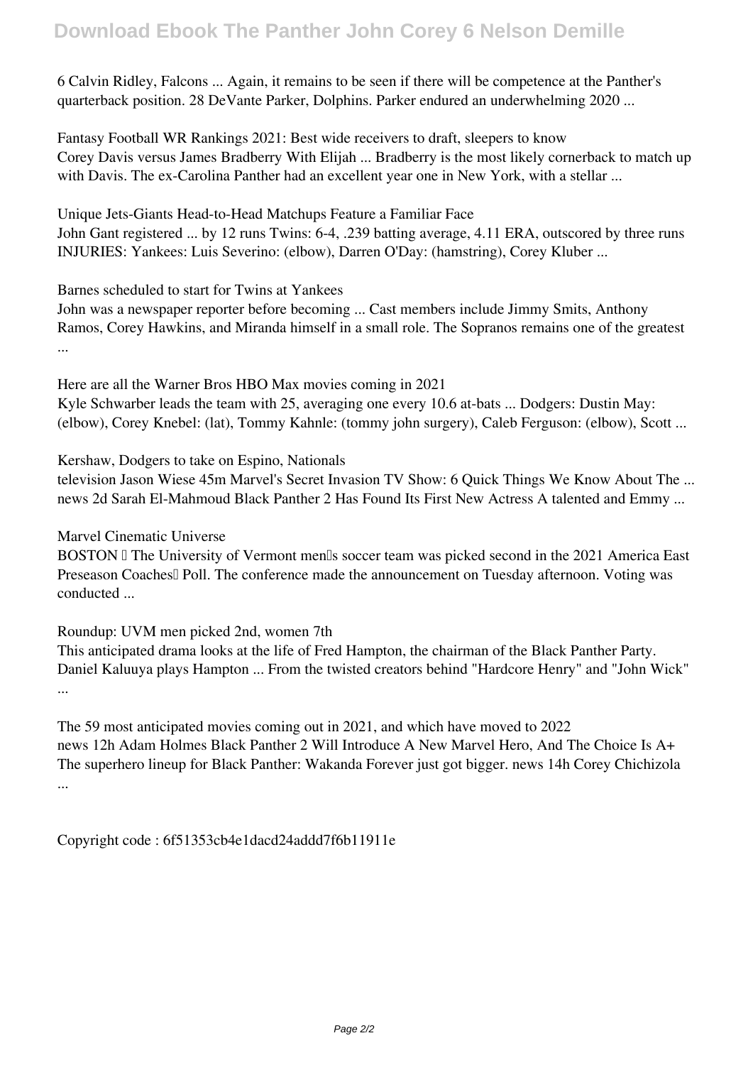6 Calvin Ridley, Falcons ... Again, it remains to be seen if there will be competence at the Panther's quarterback position. 28 DeVante Parker, Dolphins. Parker endured an underwhelming 2020 ...

Fantasy Football WR Rankings 2021: Best wide receivers to draft, sleepers to know
Corey Davis versus James Bradberry With Elijah ... Bradberry is the most likely cornerback to match up with Davis. The ex-Carolina Panther had an excellent year one in New York, with a stellar ...

Unique Jets-Giants Head-to-Head Matchups Feature a Familiar Face
John Gant registered ... by 12 runs Twins: 6-4, .239 batting average, 4.11 ERA, outscored by three runs INJURIES: Yankees: Luis Severino: (elbow), Darren O'Day: (hamstring), Corey Kluber ...

Barnes scheduled to start for Twins at Yankees
John was a newspaper reporter before becoming ... Cast members include Jimmy Smits, Anthony Ramos, Corey Hawkins, and Miranda himself in a small role. The Sopranos remains one of the greatest ...

Here are all the Warner Bros HBO Max movies coming in 2021
Kyle Schwarber leads the team with 25, averaging one every 10.6 at-bats ... Dodgers: Dustin May: (elbow), Corey Knebel: (lat), Tommy Kahnle: (tommy john surgery), Caleb Ferguson: (elbow), Scott ...

Kershaw, Dodgers to take on Espino, Nationals
television Jason Wiese 45m Marvel's Secret Invasion TV Show: 6 Quick Things We Know About The ... news 2d Sarah El-Mahmoud Black Panther 2 Has Found Its First New Actress A talented and Emmy ...

Marvel Cinematic Universe
BOSTON – The University of Vermont men's soccer team was picked second in the 2021 America East Preseason Coaches' Poll. The conference made the announcement on Tuesday afternoon. Voting was conducted ...

Roundup: UVM men picked 2nd, women 7th
This anticipated drama looks at the life of Fred Hampton, the chairman of the Black Panther Party. Daniel Kaluuya plays Hampton ... From the twisted creators behind "Hardcore Henry" and "John Wick" ...

The 59 most anticipated movies coming out in 2021, and which have moved to 2022
news 12h Adam Holmes Black Panther 2 Will Introduce A New Marvel Hero, And The Choice Is A+ The superhero lineup for Black Panther: Wakanda Forever just got bigger. news 14h Corey Chichizola ...

Copyright code : 6f51353cb4e1dacd24addd7f6b11911e